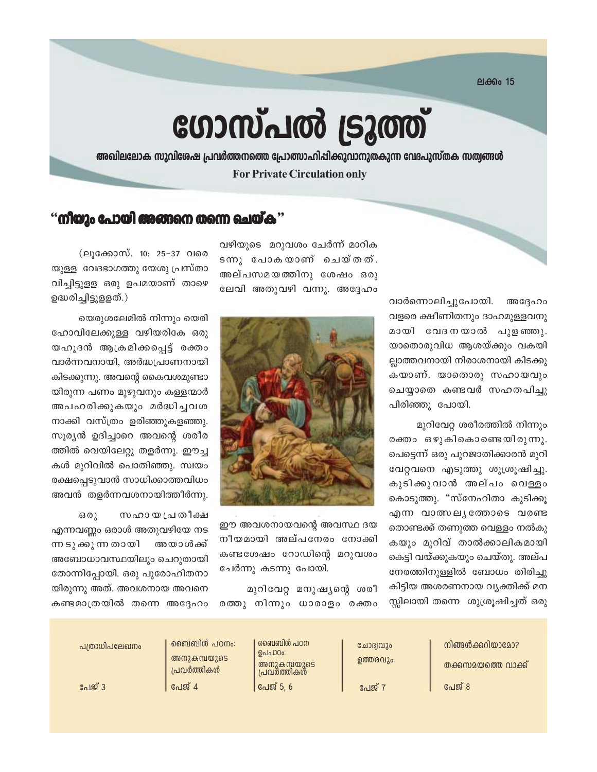ലക്കം 15

# ഗോസ്പൽ ട്രൂത്ത്

**അഖിലലോക സുവിശേഷ പ്രവർത്തനത്തെ പ്രോത്സാഹിപ്പിക്കുവാനുതകുന്ന വേദപുസ്തക സത്യങ്ങൾ**

**For Private Circulation only**

## "നീയും പോയി അങ്ങനെ തന്നെ ചെയ്ക"

(ലൂക്കോസ്. 10: 25-37 വരെയുള്ള വേദഭാഗത്തു യേശു പ്രസ്താവിച്ചിട്ടുള്ള ഒരു ഉപമയാണ് താഴെ ഉദ്ധരിച്ചിട്ടുള്ളത്.)

യെരുശലേമിൽ നിന്നും യെരിഹോവിലേക്കുള്ള വഴിയരികേ ഒരു യഹൂദൻ ആക്രമിക്കപ്പെട്ട് രക്തം വാർന്നവനായി, അർദ്ധപ്രാണനായി കിടക്കുന്നു. അവന്റെ കൈവശമുണ്ടായിരുന്ന പണം മുഴുവനും കള്ളന്മാർ അപഹരിക്കുകയും മർദ്ധിച്ചവശനാക്കി വസ്ത്രം ഉരിഞ്ഞുകളഞ്ഞു. സൂര്യൻ ഉദിച്ചാറെ അവന്റെ ശരീരത്തിൽ വെയിലേറ്റു തളർന്നു. ഈച്ചകൾ മുറിവിൽ പൊതിഞ്ഞു. സ്വയം രക്ഷപ്പെടുവാൻ സാധിക്കാത്തവിധം അവൻ തളർന്നവശനായിത്തീർന്നു.

ഒരു സഹായപ്രതീക്ഷ എന്നവണ്ണം ഒരാൾ അതുവഴിയേ നടന്നടുക്കുന്നതായി അയാൾക്ക് അബോധാവസ്ഥയിലും ചെറുതായി തോന്നിപ്പോയി. ഒരു പുരോഹിതനായിരുന്നു അത്. അവശനായ അവനെ കണ്ടമാത്രയിൽ തന്നെ അദ്ദേഹം വഴിയുടെ മറുവശം ചേർന്ന് മാറികടന്നു പോകയാണ് ചെയ്തത്. അല്പസമയത്തിനു ശേഷം ഒരു ലേവി അതുവഴി വന്നു. അദ്ദേഹം ഈ അവശനായവന്റെ അവസ്ഥ ദയനീയമായി അല്പനേരം നോക്കി കണ്ടശേഷം റോഡിന്റെ മറുവശം ചേർന്നു കടന്നു പോയി.

മുറിവേറ്റ മനുഷ്യന്റെ ശരീരത്തു നിന്നും ധാരാളം രക്തം വാർന്നൊലിച്ചുപോയി. അദ്ദേഹം വളരെ ക്ഷീണിതനും ദാഹമുള്ളവനുമായി വേദനയാൽ പുളഞ്ഞു. യാതൊരുവിധ ആശയ്ക്കും വകയില്ലാത്തവനായി നിരാശനായി കിടക്കുകയാണ്. യാതൊരു സഹായവും ചെയ്യാതെ കണ്ടവർ സഹതപിച്ചു പിരിഞ്ഞു പോയി.

മുറിവേറ്റ ശരീരത്തിൽ നിന്നും രക്തം ഒഴുകികൊണ്ടെയിരുന്നു. പെട്ടെന്ന് ഒരു പുറജാതിക്കാരൻ മുറിവേറ്റവനെ എടുത്തു ശുശ്രൂഷിച്ചു. കുടിക്കുവാൻ അല്പം വെള്ളം കൊടുത്തു. "സ്നേഹിതാ കുടിക്കൂ എന്ന വാത്സല്യത്തോടെ വരണ്ട തൊണ്ടക്ക് തണുത്ത വെള്ളം നൽകുകയും മുറിവ് താൽക്കാലികമായി കെട്ടി വയ്ക്കുകയും ചെയ്തു. അല്പനേരത്തിനുള്ളിൽ ബോധം തിരിച്ചു കിട്ടിയ അശരണനായ വ്യക്തിക്ക് മനസ്സിലായി തന്നെ ശുശ്രൂഷിച്ചത് ഒരു

| പത്രാധിപലേഖനം | ബൈബിൾ പഠനം: അനുകമ്പയുടെ പ്രവർത്തികൾ | ബൈബിൾ പഠന ഉപപാഠം: അനുകമ്പയുടെ പ്രവർത്തികൾ | ചോദ്യവും ഉത്തരവും. | നിങ്ങൾക്കറിയാമോ? തക്കസമയത്തെ വാക്ക് |
|---|---|---|---|---|
| പേജ് 3 | പേജ് 4 | പേജ് 5, 6 | പേജ് 7 | പേജ് 8 |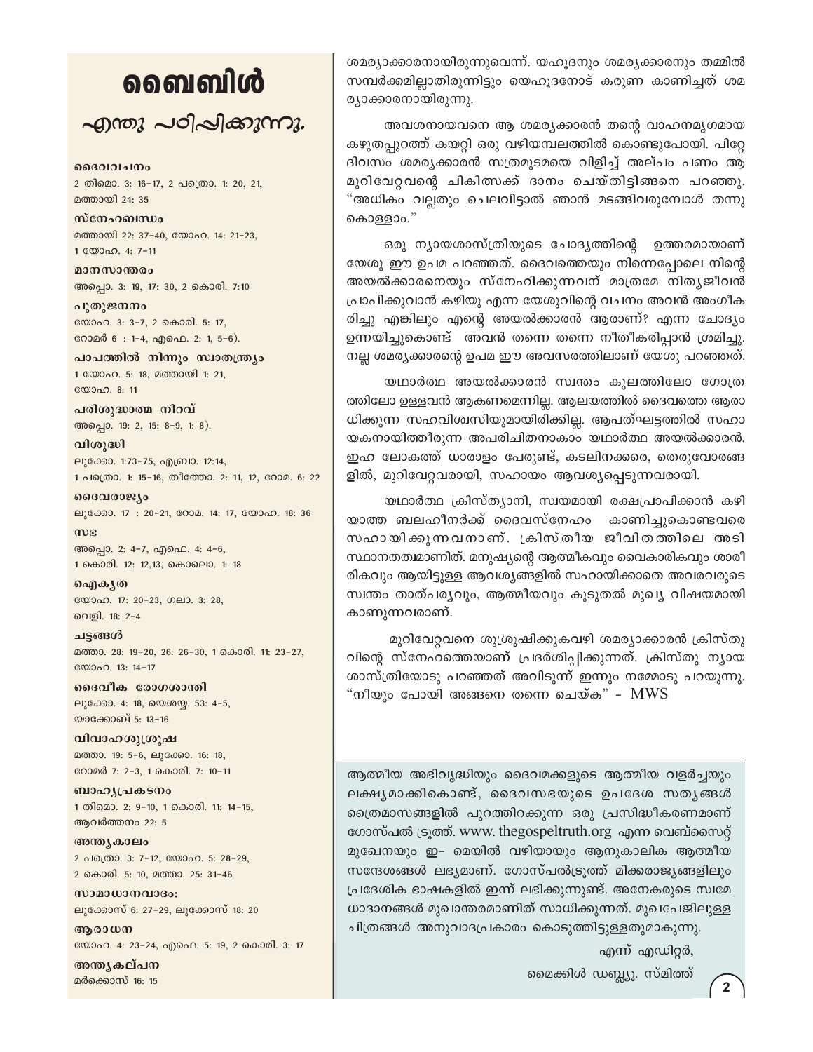# ബൈബിൾ

## എന്തു പഠിപ്പിക്കുന്നു.

**ദൈവവചനം**
2 തിമൊ. 3: 16-17, 2 പത്രൊ. 1: 20, 21, മത്തായി 24: 35

**സ്നേഹബന്ധം**
മത്തായി 22: 37-40, യോഹ. 14: 21-23, 1 യോഹ. 4: 7-11

**മാനസാന്തരം**
അപ്പൊ. 3: 19, 17: 30, 2 കൊരി. 7:10

**പുതുജനനം**
യോഹ. 3: 3-7, 2 കൊരി. 5: 17, റോമർ 6 : 1-4, എഫെ. 2: 1, 5-6).

**പാപത്തിൽ നിന്നും സ്വാതന്ത്ര്യം**
1 യോഹ. 5: 18, മത്തായി 1: 21, യോഹ. 8: 11

**പരിശുദ്ധാത്മ നിറവ്**
അപ്പൊ. 19: 2, 15: 8-9, 1: 8).

**വിശുദ്ധി**
ലൂക്കോ. 1:73-75, എബ്രാ. 12:14, 1 പത്രൊ. 1: 15-16, തീത്തോ. 2: 11, 12, റോമ. 6: 22

**ദൈവരാജ്യം**
ലൂക്കോ. 17 : 20-21, റോമ. 14: 17, യോഹ. 18: 36

**സഭ**
അപ്പൊ. 2: 4-7, എഫെ. 4: 4-6, 1 കൊരി. 12: 12,13, കൊലൊ. 1: 18

**ഐക്യത**
യോഹ. 17: 20-23, ഗലാ. 3: 28, വെളി. 18: 2-4

**ചട്ടങ്ങൾ**
മത്താ. 28: 19-20, 26: 26-30, 1 കൊരി. 11: 23-27, യോഹ. 13: 14-17

**ദൈവീക രോഗശാന്തി**
ലൂക്കോ. 4: 18, യെശയ്യ. 53: 4-5, യാക്കോബ് 5: 13-16

**വിവാഹശുശ്രൂഷ**
മത്താ. 19: 5-6, ലൂക്കോ. 16: 18, റോമർ 7: 2-3, 1 കൊരി. 7: 10-11

**ബാഹ്യപ്രകടനം**
1 തിമൊ. 2: 9-10, 1 കൊരി. 11: 14-15, ആവർത്തനം 22: 5

**അന്ത്യകാലം**
2 പത്രൊ. 3: 7-12, യോഹ. 5: 28-29, 2 കൊരി. 5: 10, മത്താ. 25: 31-46

**സാമാധാനവാദം:**
ലൂക്കോസ് 6: 27-29, ലൂക്കോസ് 18: 20

**ആരാധന**
യോഹ. 4: 23-24, എഫെ. 5: 19, 2 കൊരി. 3: 17

**അന്ത്യകല്പന**
മർക്കോസ് 16: 15

ശമര്യാക്കാരനായിരുന്നുവെന്ന്. യഹൂദനും ശമര്യക്കാരനും തമ്മിൽ സമ്പർക്കമില്ലാതിരുന്നിട്ടും യെഹൂദനോട് കരുണ കാണിച്ചത് ശമര്യാക്കാരനായിരുന്നു.

അവശനായവനെ ആ ശമര്യക്കാരൻ തന്റെ വാഹനമൃഗമായ കഴുതപ്പുറത്ത് കയറ്റി ഒരു വഴിയമ്പലത്തിൽ കൊണ്ടുപോയി. പിറ്റേ ദിവസം ശമര്യക്കാരൻ സത്രമുടമയെ വിളിച്ച് അല്പം പണം ആ മുറിവേറ്റവന്റെ ചികിത്സക്ക് ദാനം ചെയ്തിട്ടിങ്ങനെ പറഞ്ഞു. "അധികം വല്ലതും ചെലവിട്ടാൽ ഞാൻ മടങ്ങിവരുമ്പോൾ തന്നുകൊള്ളാം."

ഒരു ന്യായശാസ്ത്രിയുടെ ചോദ്യത്തിന്റെ ഉത്തരമായാണ് യേശു ഈ ഉപമ പറഞ്ഞത്. ദൈവത്തെയും നിന്നെപ്പോലെ നിന്റെ അയൽക്കാരനെയും സ്നേഹിക്കുന്നവന് മാത്രമേ നിത്യജീവൻ പ്രാപിക്കുവാൻ കഴിയൂ എന്ന യേശുവിന്റെ വചനം അവൻ അംഗീകരിച്ചു എങ്കിലും എന്റെ അയൽക്കാരൻ ആരാണ്? എന്ന ചോദ്യം ഉന്നയിച്ചുകൊണ്ട് അവൻ തന്നെ തന്നെ നീതീകരിപ്പാൻ ശ്രമിച്ചു. നല്ല ശമര്യക്കാരന്റെ ഉപമ ഈ അവസരത്തിലാണ് യേശു പറഞ്ഞത്.

യഥാർത്ഥ അയൽക്കാരൻ സ്വന്തം കുലത്തിലോ ഗോത്രത്തിലോ ഉള്ളവൻ ആകണമെന്നില്ല. ആലയത്തിൽ ദൈവത്തെ ആരാധിക്കുന്ന സഹവിശ്വസിയുമായിരിക്കില്ല. ആപത്ഘട്ടത്തിൽ സഹായകനായിത്തീരുന്ന അപരിചിതനാകാം യഥാർത്ഥ അയൽക്കാരൻ. ഇഹ ലോകത്ത് ധാരാളം പേരുണ്ട്, കടലിനക്കരെ, തെരുവോരങ്ങളിൽ, മുറിവേറ്റവരായി, സഹായം ആവശ്യപ്പെടുന്നവരായി.

യഥാർത്ഥ ക്രിസ്ത്യാനി, സ്വയമായി രക്ഷപ്രാപിക്കാൻ കഴിയാത്ത ബലഹീനർക്ക് ദൈവസ്നേഹം കാണിച്ചുകൊണ്ടവരെ സഹായിക്കുന്നവനാണ്. ക്രിസ്തീയ ജീവിതത്തിലെ അടിസ്ഥാനതത്വമാണിത്. മനുഷ്യന്റെ ആത്മീകവും വൈകാരികവും ശാരീരികവും ആയിട്ടുള്ള ആവശ്യങ്ങളിൽ സഹായിക്കാതെ അവരവരുടെ സ്വന്തം താത്പര്യവും, ആത്മീയവും കൂടുതൽ മുഖ്യ വിഷയമായി കാണുന്നവരാണ്.

മുറിവേറ്റവനെ ശുശ്രൂഷിക്കുകവഴി ശമര്യാക്കാരൻ ക്രിസ്തുവിന്റെ സ്നേഹത്തെയാണ് പ്രദർശിപ്പിക്കുന്നത്. ക്രിസ്തു ന്യായശാസ്ത്രിയോടു പറഞ്ഞത് അവിടുന്ന് ഇന്നും നമ്മോടു പറയുന്നു. "നീയും പോയി അങ്ങനെ തന്നെ ചെയ്ക" - MWS

---

ആത്മീയ അഭിവൃദ്ധിയും ദൈവമക്കളുടെ ആത്മീയ വളർച്ചയും ലക്ഷ്യമാക്കികൊണ്ട്, ദൈവസഭയുടെ ഉപദേശ സത്യങ്ങൾ ത്രൈമാസങ്ങളിൽ പുറത്തിറക്കുന്ന ഒരു പ്രസിദ്ധീകരണമാണ് ഗോസ്പൽ ട്രൂത്ത്. www. thegospeltruth.org എന്ന വെബ്സൈറ്റ് മുഖേനയും ഇ- മെയിൽ വഴിയായും ആനുകാലിക ആത്മീയ സന്ദേശങ്ങൾ ലഭ്യമാണ്. ഗോസ്പൽട്രൂത്ത് മിക്കരാജ്യങ്ങളിലും പ്രദേശിക ഭാഷകളിൽ ഇന്ന് ലഭിക്കുന്നുണ്ട്. അനേകരുടെ സ്വമേധാദാനങ്ങൾ മുഖാന്തരമാണിത് സാധിക്കുന്നത്. മുഖപേജിലുള്ള ചിത്രങ്ങൾ അനുവാദപ്രകാരം കൊടുത്തിട്ടുള്ളതുമാകുന്നു.

എന്ന് എഡിറ്റർ,

മൈക്കിൾ ഡബ്ല്യൂ. സ്മിത്ത്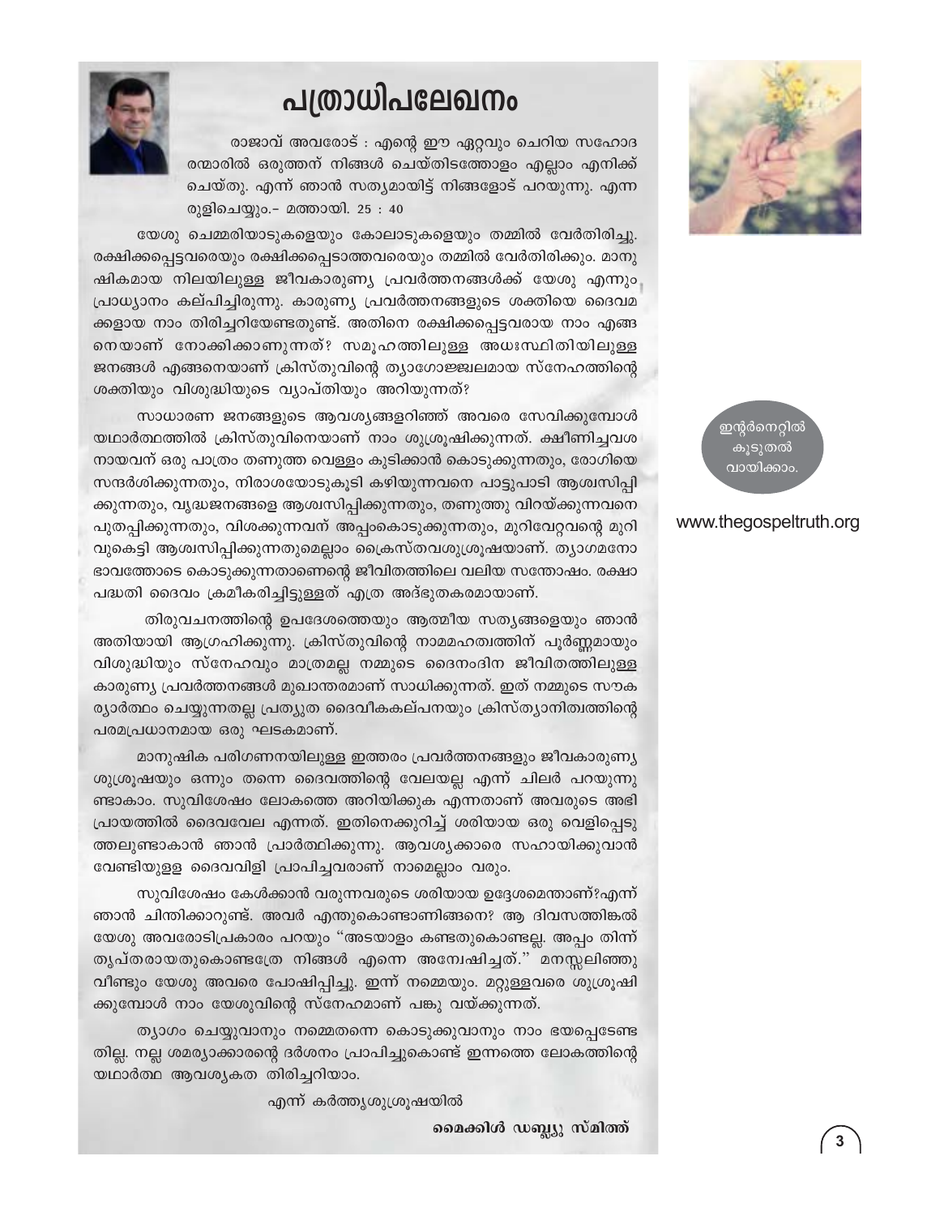# പത്രാധിപലേഖനം

രാജാവ് അവരോട് : എന്റെ ഈ ഏറ്റവും ചെറിയ സഹോദരന്മാരിൽ ഒരുത്തന് നിങ്ങൾ ചെയ്തിടത്തോളം എല്ലാം എനിക്ക് ചെയ്തു. എന്ന് ഞാൻ സത്യമായിട്ട് നിങ്ങളോട് പറയുന്നു. എന്ന രുളിച്ചെയ്യും.- മത്തായി. 25 : 40

യേശു ചെമ്മരിയാടുകളെയും കോലാടുകളെയും തമ്മിൽ വേർതിരിച്ചു. രക്ഷിക്കപ്പെട്ടവരെയും രക്ഷിക്കപ്പെടാത്തവരെയും തമ്മിൽ വേർതിരിക്കും. മാനുഷികമായ നിലയിലുള്ള ജീവകാരുണ്യ പ്രവർത്തനങ്ങൾക്ക് യേശു എന്നും പ്രാധ്യാനം കല്പിച്ചിരുന്നു. കാരുണ്യ പ്രവർത്തനങ്ങളുടെ ശക്തിയെ ദൈവമക്കളായ നാം തിരിച്ചറിയേണ്ടതുണ്ട്. അതിനെ രക്ഷിക്കപ്പെട്ടവരായ നാം എങ്ങനെയാണ് നോക്കിക്കാണുന്നത്? സമൂഹത്തിലുള്ള അധഃസ്ഥിതിയിലുള്ള ജനങ്ങൾ എങ്ങനെയാണ് ക്രിസ്തുവിന്റെ ത്യാഗോജ്ജ്വലമായ സ്നേഹത്തിന്റെ ശക്തിയും വിശുദ്ധിയുടെ വ്യാപ്തിയും അറിയുന്നത്?

സാധാരണ ജനങ്ങളുടെ ആവശ്യങ്ങളറിഞ്ഞ് അവരെ സേവിക്കുമ്പോൾ യഥാർത്ഥത്തിൽ ക്രിസ്തുവിനെയാണ് നാം ശുശ്രൂഷിക്കുന്നത്. ക്ഷീണിച്ചവശനായവന് ഒരു പാത്രം തണുത്ത വെള്ളം കുടിക്കാൻ കൊടുക്കുന്നതും, രോഗിയെ സന്ദർശിക്കുന്നതും, നിരാശയോടുകൂടി കഴിയുന്നവനെ പാട്ടുപാടി ആശ്വസിപ്പിക്കുന്നതും, വൃദ്ധജനങ്ങളെ ആശ്വസിപ്പിക്കുന്നതും, തണുത്തു വിറയ്ക്കുന്നവനെ പുതപ്പിക്കുന്നതും, വിശക്കുന്നവന് അപ്പംകൊടുക്കുന്നതും, മുറിവേറ്റവന്റെ മുറിവുകെട്ടി ആശ്വസിപ്പിക്കുന്നതുമെല്ലാം ക്രൈസ്തവശുശ്രൂഷയാണ്. ത്യാഗമനോഭാവത്തോടെ കൊടുക്കുന്നതാണെന്റെ ജീവിതത്തിലെ വലിയ സന്തോഷം. രക്ഷാപദ്ധതി ദൈവം ക്രമീകരിച്ചിട്ടുള്ളത് എത്ര അദ്ഭുതകരമായാണ്.

തിരുവചനത്തിന്റെ ഉപദേശത്തെയും ആത്മീയ സത്യങ്ങളെയും ഞാൻ അതിയായി ആഗ്രഹിക്കുന്നു. ക്രിസ്തുവിന്റെ നാമമഹത്വത്തിന് പൂർണ്ണമായും വിശുദ്ധിയും സ്നേഹവും മാത്രമല്ല നമ്മുടെ ദൈനംദിന ജീവിതത്തിലുള്ള കാരുണ്യ പ്രവർത്തനങ്ങൾ മുഖാന്തരമാണ് സാധിക്കുന്നത്. ഇത് നമ്മുടെ സൗകര്യാർത്ഥം ചെയ്യുന്നതല്ല പ്രത്യുത ദൈവീകകല്പനയും ക്രിസ്ത്യാനിത്വത്തിന്റെ പരമപ്രധാനമായ ഒരു ഘടകമാണ്.

മാനുഷിക പരിഗണനയിലുള്ള ഇത്തരം പ്രവർത്തനങ്ങളും ജീവകാരുണ്യ ശുശ്രൂഷയും ഒന്നും തന്നെ ദൈവത്തിന്റെ വേലയല്ല എന്ന് ചിലർ പറയുന്നുണ്ടാകാം. സുവിശേഷം ലോകത്തെ അറിയിക്കുക എന്നതാണ് അവരുടെ അഭിപ്രായത്തിൽ ദൈവവേല എന്നത്. ഇതിനെക്കുറിച്ച് ശരിയായ ഒരു വെളിപ്പെടുത്തലുണ്ടാകാൻ ഞാൻ പ്രാർത്ഥിക്കുന്നു. ആവശ്യക്കാരെ സഹായിക്കുവാൻ വേണ്ടിയുള്ള ദൈവവിളി പ്രാപിച്ചവരാണ് നാമെല്ലാം വരും.

സുവിശേഷം കേൾക്കാൻ വരുന്നവരുടെ ശരിയായ ഉദ്ദേശമെന്താണ്?എന്ന് ഞാൻ ചിന്തിക്കാറുണ്ട്. അവർ എന്തുകൊണ്ടാണിങ്ങനെ? ആ ദിവസത്തിങ്കൽ യേശു അവരോടിപ്രകാരം പറയും "അടയാളം കണ്ടതുകൊണ്ടല്ല. അപ്പം തിന്ന് തൃപ്തരായതുകൊണ്ടത്രേ നിങ്ങൾ എന്നെ അന്വേഷിച്ചത്." മനസ്സലിഞ്ഞു വീണ്ടും യേശു അവരെ പോഷിപ്പിച്ചു. ഇന്ന് നമ്മെയും. മറ്റുള്ളവരെ ശുശ്രൂഷിക്കുമ്പോൾ നാം യേശുവിന്റെ സ്നേഹമാണ് പങ്കു വയ്ക്കുന്നത്.

ത്യാഗം ചെയ്യുവാനും നമ്മെതന്നെ കൊടുക്കുവാനും നാം ഭയപ്പെടേണ്ടതില്ല. നല്ല ശമര്യാക്കാരന്റെ ദർശനം പ്രാപിച്ചുകൊണ്ട് ഇന്നത്തെ ലോകത്തിന്റെ യഥാർത്ഥ ആവശ്യകത തിരിച്ചറിയാം.

എന്ന് കർത്തൃശുശ്രൂഷയിൽ

**മൈക്കിൾ ഡബ്ല്യു സ്മിത്ത്**

ഇന്റർനെറ്റിൽ കൂടുതൽ വായിക്കാം.

www.thegospeltruth.org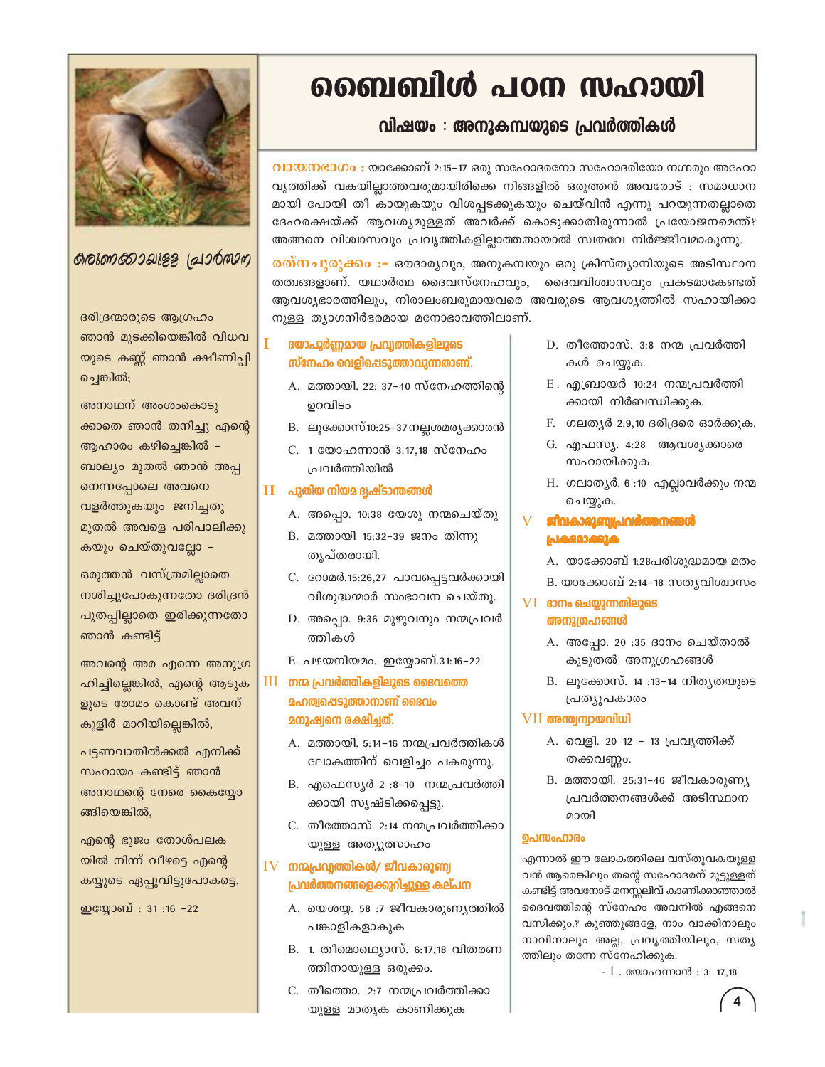# ബൈബിൾ പഠന സഹായി

## വിഷയം : അനുകമ്പയുടെ പ്രവർത്തികൾ

**വായനഭാഗം :** യാക്കോബ് 2:15-17 ഒരു സഹോദരനോ സഹോദരിയോ നഗ്നരും അഹോവൃത്തിക്ക് വകയില്ലാത്തവരുമായിരിക്കെ നിങ്ങളിൽ ഒരുത്തൻ അവരോട് : സമാധാനമായി പോയി തീ കായുകയും വിശപ്പടക്കുകയും ചെയ്‌വിൻ എന്നു പറയുന്നതല്ലാതെ ദേഹരക്ഷയ്ക്ക് ആവശ്യമുള്ളത് അവർക്ക് കൊടുക്കാതിരുന്നാൽ പ്രയോജനമെന്ത്? അങ്ങനെ വിശ്വാസവും പ്രവൃത്തികളില്ലാത്തതായാൽ സ്വതവേ നിർജ്ജീവമാകുന്നു.

**രത്നചുരുക്കം :-** ഔദാര്യവും, അനുകമ്പയും ഒരു ക്രിസ്ത്യാനിയുടെ അടിസ്ഥാന തത്വങ്ങളാണ്. യഥാർത്ഥ ദൈവസ്നേഹവും, ദൈവവിശ്വാസവും പ്രകടമാകേണ്ടത് ആവശ്യഭാരത്തിലും, നിരാലംബരുമായവരെ അവരുടെ ആവശ്യത്തിൽ സഹായിക്കാനുള്ള ത്യാഗനിർഭരമായ മനോഭാവത്തിലാണ്.

### I ദയാപൂർണ്ണമായ പ്രവൃത്തികളിലൂടെ സ്നേഹം വെളിപ്പെടുത്താവുന്നതാണ്.

A. മത്തായി. 22: 37-40 സ്നേഹത്തിന്റെ ഉറവിടം

B. ലൂക്കോസ്10:25-37നല്ലശമര്യക്കാരൻ

C. 1 യോഹന്നാൻ 3:17,18 സ്നേഹം പ്രവർത്തിയിൽ

### II പുതിയ നിയമ ദൃഷ്ടാന്തങ്ങൾ

A. അപ്പൊ. 10:38 യേശു നന്മചെയ്തു

B. മത്തായി 15:32-39 ജനം തിന്നു തൃപ്തരായി.

C. റോമർ.15:26,27 പാവപ്പെട്ടവർക്കായി വിശുദ്ധന്മാർ സംഭാവന ചെയ്തു.

D. അപ്പൊ. 9:36 മുഴുവനും നന്മപ്രവർത്തികൾ

E. പഴയനിയമം. ഇയ്യോബ്.31:16-22

### III നന്മ പ്രവർത്തികളിലൂടെ ദൈവത്തെ മഹത്വപ്പെടുത്താനാണ് ദൈവം മനുഷ്യനെ രക്ഷിച്ചത്.

A. മത്തായി. 5:14-16 നന്മപ്രവർത്തികൾ ലോകത്തിന് വെളിച്ചം പകരുന്നു.

B. എഫെസ്യർ 2 :8-10 നന്മപ്രവർത്തിക്കായി സൃഷ്ടിക്കപ്പെട്ടു.

C. തീത്തോസ്. 2:14 നന്മപ്രവർത്തിക്കായുള്ള അത്യുത്സാഹം

### IV നന്മപ്രവൃത്തികൾ/ ജീവകാരുണ്യ പ്രവർത്തനങ്ങളെക്കുറിച്ചുള്ള കല്പന

A. യെശയ്യ. 58 :7 ജീവകാരുണ്യത്തിൽ പങ്കാളികളാകുക

B. 1. തീമൊഥെയ്യൊസ്. 6:17,18 വിതരണത്തിനായുള്ള ഒരുക്കം.

C. തീത്തൊ. 2:7 നന്മപ്രവർത്തിക്കായുള്ള മാതൃക കാണിക്കുക

D. തീത്തോസ്. 3:8 നന്മ പ്രവർത്തികൾ ചെയ്യുക.

E. എബ്രായർ 10:24 നന്മപ്രവർത്തിക്കായി നിർബന്ധിക്കുക.

F. ഗലത്യർ 2:9,10 ദരിദ്രരെ ഓർക്കുക.

G. എഫസ്യ. 4:28 ആവശ്യക്കാരെ സഹായിക്കുക.

H. ഗലാത്യർ. 6 :10 എല്ലാവർക്കും നന്മ ചെയ്യുക.

### V ജീവകാരുണ്യപ്രവർത്തനങ്ങൾ പ്രകടമാക്കുക

A. യാക്കോബ് 1:28പരിശുദ്ധമായ മതം

B. യാക്കോബ് 2:14-18 സത്യവിശ്വാസം

### VI ദാനം ചെയ്യുന്നതിലൂടെ അനുഗ്രഹങ്ങൾ

A. അപ്പോ. 20 :35 ദാനം ചെയ്താൽ കൂടുതൽ അനുഗ്രഹങ്ങൾ

B. ലൂക്കോസ്. 14 :13-14 നിത്യതയുടെ പ്രത്യുപകാരം

### VII അന്ത്യന്യായവിധി

A. വെളി. 20 12 - 13 പ്രവൃത്തിക്ക് തക്കവണ്ണം.

B. മത്തായി. 25:31-46 ജീവകാരുണ്യ പ്രവർത്തനങ്ങൾക്ക് അടിസ്ഥാനമായി

### ഉപസംഹാരം

എന്നാൽ ഈ ലോകത്തിലെ വസ്തുവകയുള്ളവൻ ആരെങ്കിലും തന്റെ സഹോദരന് മുട്ടുള്ളത് കണ്ടിട്ട് അവനോട് മനസ്സലിവ് കാണിക്കാഞ്ഞാൽ ദൈവത്തിന്റെ സ്നേഹം അവനിൽ എങ്ങനെ വസിക്കും.? കുഞ്ഞുങ്ങളേ, നാം വാക്കിനാലും നാവിനാലും അല്ല, പ്രവൃത്തിയിലും, സത്യത്തിലും തന്നേ സ്നേഹിക്കുക.

- 1 . യോഹന്നാൻ : 3: 17,18

## കരുണക്കായുള്ള പ്രാർത്ഥന

ദരിദ്രന്മാരുടെ ആഗ്രഹം ഞാൻ മുടക്കിയെങ്കിൽ വിധവയുടെ കണ്ണ് ഞാൻ ക്ഷീണിപ്പിച്ചെങ്കിൽ;

അനാഥന് അംശംകൊടുക്കാതെ ഞാൻ തനിച്ചു എന്റെ ആഹാരം കഴിച്ചെങ്കിൽ - ബാല്യം മുതൽ ഞാൻ അപ്പനെന്നപ്പോലെ അവനെ വളർത്തുകയും ജനിച്ചതു മുതൽ അവളെ പരിപാലിക്കുകയും ചെയ്തുവല്ലോ -

ഒരുത്തൻ വസ്ത്രമില്ലാതെ നശിച്ചുപോകുന്നതോ ദരിദ്രൻ പുതപ്പില്ലാതെ ഇരിക്കുന്നതോ ഞാൻ കണ്ടിട്ട്

അവന്റെ അര എന്നെ അനുഗ്രഹിച്ചില്ലെങ്കിൽ, എന്റെ ആടുകളുടെ രോമം കൊണ്ട് അവന് കുളിർ മാറിയില്ലെങ്കിൽ,

പട്ടണവാതിൽക്കൽ എനിക്ക് സഹായം കണ്ടിട്ട് ഞാൻ അനാഥന്റെ നേരെ കൈയ്യോങ്ങിയെങ്കിൽ,

എന്റെ ഭുജം തോൾപലകയിൽ നിന്ന് വീഴട്ടെ എന്റെ കയ്യുടെ ഏപ്പുവിട്ടുപോകട്ടെ.

ഇയ്യോബ് : 31 :16 -22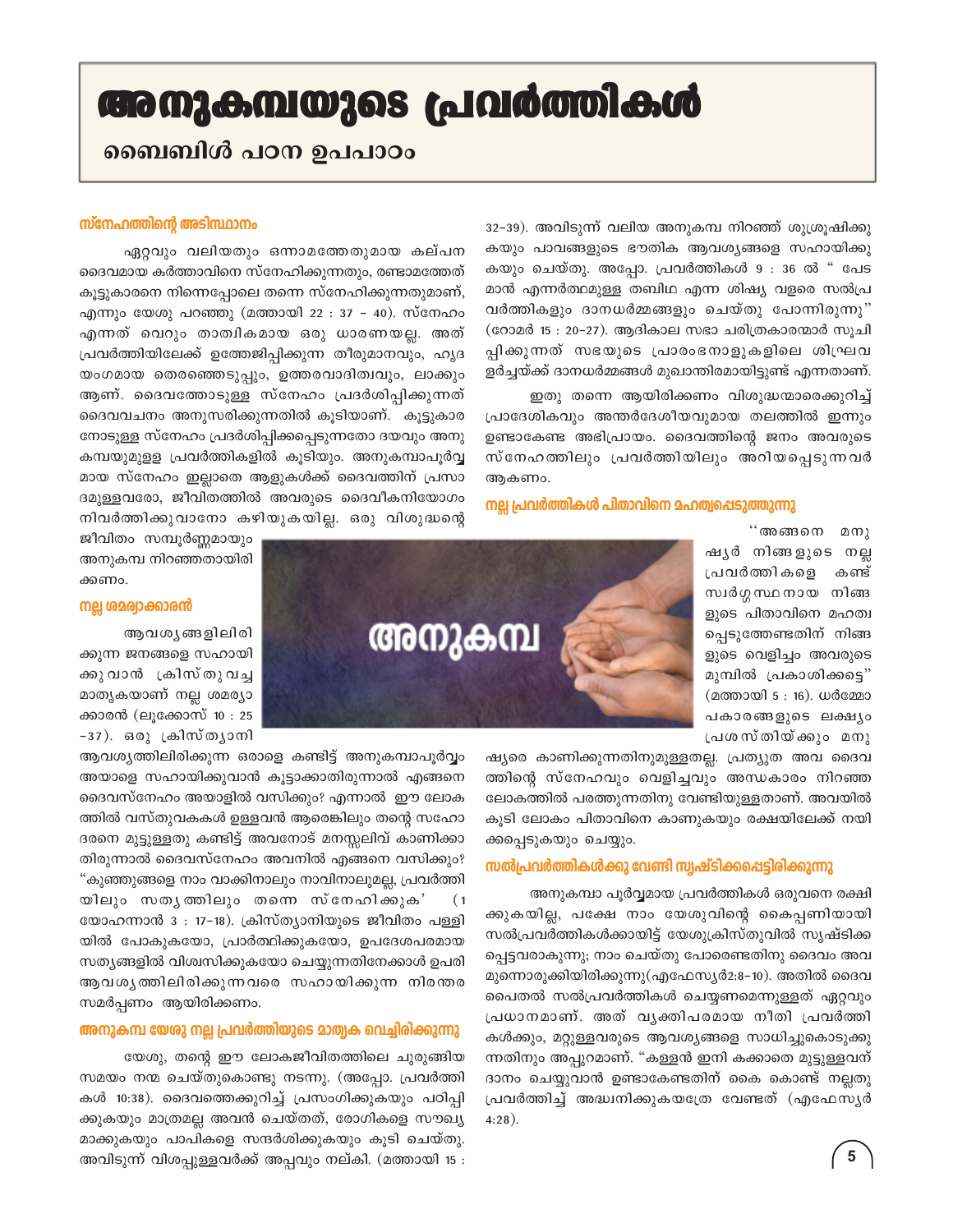# അനുകമ്പയുടെ പ്രവർത്തികൾ

## ബൈബിൾ പഠന ഉപപാഠം

### സ്നേഹത്തിന്റെ അടിസ്ഥാനം

ഏറ്റവും വലിയതും ഒന്നാമത്തേതുമായ കല്പന ദൈവമായ കർത്താവിനെ സ്നേഹിക്കുന്നതും, രണ്ടാമത്തേത് കൂട്ടുകാരനെ നിന്നെപ്പോലെ തന്നെ സ്നേഹിക്കുന്നതുമാണ്, എന്നും യേശു പറഞ്ഞു (മത്തായി 22 : 37 – 40). സ്നേഹം എന്നത് വെറും താത്വികമായ ഒരു ധാരണയല്ല. അത് പ്രവർത്തിയിലേക്ക് ഉത്തേജിപ്പിക്കുന്ന തീരുമാനവും, ഹൃദയംഗമായ തെരഞ്ഞെടുപ്പും, ഉത്തരവാദിത്വവും, ലാക്കും ആണ്. ദൈവത്തോടുള്ള സ്നേഹം പ്രദർശിപ്പിക്കുന്നത് ദൈവവചനം അനുസരിക്കുന്നതിൽ കൂടിയാണ്. കൂട്ടുകാരനോടുള്ള സ്നേഹം പ്രദർശിപ്പിക്കപ്പെടുന്നതോ ദയവും അനുകമ്പയുമുള്ള പ്രവർത്തികളിൽ കൂടിയും. അനുകമ്പാപൂർവ്വമായ സ്നേഹം ഇല്ലാതെ ആളുകൾക്ക് ദൈവത്തിന് പ്രസാദമുള്ളവരോ, ജീവിതത്തിൽ അവരുടെ ദൈവീകനിയോഗം നിവർത്തിക്കുവാനോ കഴിയുകയില്ല. ഒരു വിശുദ്ധന്റെ ജീവിതം സമ്പൂർണ്ണമായും അനുകമ്പ നിറഞ്ഞതായിരിക്കണം.

### നല്ല ശമര്യാക്കാരൻ

ആവശ്യങ്ങളിലിരിക്കുന്ന ജനങ്ങളെ സഹായിക്കുവാൻ ക്രിസ്തു വച്ച മാതൃകയാണ് നല്ല ശമര്യാക്കാരൻ (ലൂക്കോസ് 10 : 25 –37). ഒരു ക്രിസ്ത്യാനി ആവശ്യത്തിലിരിക്കുന്ന ഒരാളെ കണ്ടിട്ട് അനുകമ്പാപൂർവ്വം അയാളെ സഹായിക്കുവാൻ കൂട്ടാക്കാതിരുന്നാൽ എങ്ങനെ ദൈവസ്നേഹം അയാളിൽ വസിക്കും? എന്നാൽ ഈ ലോകത്തിൽ വസ്തുവകകൾ ഉള്ളവൻ ആരെങ്കിലും തന്റെ സഹോദരനെ മുട്ടുള്ളതു കണ്ടിട്ട് അവനോട് മനസ്സലിവ് കാണിക്കാതിരുന്നാൽ ദൈവസ്നേഹം അവനിൽ എങ്ങനെ വസിക്കും? "കുഞ്ഞുങ്ങളെ നാം വാക്കിനാലും നാവിനാലുമല്ല, പ്രവർത്തിയിലും സത്യത്തിലും തന്നെ സ്നേഹിക്കുക' (1 യോഹന്നാൻ 3 : 17–18). ക്രിസ്ത്യാനിയുടെ ജീവിതം പള്ളിയിൽ പോകുകയോ, പ്രാർത്ഥിക്കുകയോ, ഉപദേശപരമായ സത്യങ്ങളിൽ വിശ്വസിക്കുകയോ ചെയ്യുന്നതിനേക്കാൾ ഉപരി ആവശ്യത്തിലിരിക്കുന്നവരെ സഹായിക്കുന്ന നിരന്തര സമർപ്പണം ആയിരിക്കണം.

### അനുകമ്പ യേശു നല്ല പ്രവർത്തിയുടെ മാതൃക വെച്ചിരിക്കുന്നു

യേശു, തന്റെ ഈ ലോകജീവിതത്തിലെ ചുരുങ്ങിയ സമയം നന്മ ചെയ്തുകൊണ്ടു നടന്നു. (അപ്പോ. പ്രവർത്തികൾ 10:38). ദൈവത്തെക്കുറിച്ച് പ്രസംഗിക്കുകയും പഠിപ്പിക്കുകയും മാത്രമല്ല അവൻ ചെയ്തത്, രോഗികളെ സൗഖ്യമാക്കുകയും പാപികളെ സന്ദർശിക്കുകയും കൂടി ചെയ്തു. അവിടുന്ന് വിശപ്പുള്ളവർക്ക് അപ്പവും നല്കി. (മത്തായി 15 : 32–39). അവിടുന്ന് വലിയ അനുകമ്പ നിറഞ്ഞ് ശുശ്രൂഷിക്കുകയും പാവങ്ങളുടെ ഭൗതിക ആവശ്യങ്ങളെ സഹായിക്കുകയും ചെയ്തു. അപ്പോ. പ്രവർത്തികൾ 9 : 36 ൽ " പേടമാൻ എന്നർത്ഥമുള്ള തബിഥ എന്ന ശിഷ്യ വളരെ സൽപ്രവർത്തികളും ദാനധർമ്മങ്ങളും ചെയ്തു പോന്നിരുന്നു" (റോമർ 15 : 20–27). ആദികാല സഭാ ചരിത്രകാരന്മാർ സൂചിപ്പിക്കുന്നത് സഭയുടെ പ്രാരംഭനാളുകളിലെ ശീഘ്രവളർച്ചയ്ക്ക് ദാനധർമ്മങ്ങൾ മുഖാന്തിരമായിട്ടുണ്ട് എന്നതാണ്.

ഇതു തന്നെ ആയിരിക്കണം വിശുദ്ധന്മാരെക്കുറിച്ച് പ്രാദേശികവും അന്തർദേശീയവുമായ തലത്തിൽ ഇന്നും ഉണ്ടാകേണ്ട അഭിപ്രായം. ദൈവത്തിന്റെ ജനം അവരുടെ സ്നേഹത്തിലും പ്രവർത്തിയിലും അറിയപ്പെടുന്നവർ ആകണം.

### നല്ല പ്രവർത്തികൾ പിതാവിനെ മഹത്വപ്പെടുത്തുന്നു

"അങ്ങനെ മനുഷ്യർ നിങ്ങളുടെ നല്ല പ്രവർത്തികളെ കണ്ട് സ്വർഗ്ഗസ്ഥനായ നിങ്ങളുടെ പിതാവിനെ മഹത്വപ്പെടുത്തേണ്ടതിന് നിങ്ങളുടെ വെളിച്ചം അവരുടെ മുമ്പിൽ പ്രകാശിക്കട്ടെ" (മത്തായി 5 : 16). ധർമ്മോപകാരങ്ങളുടെ ലക്ഷ്യം പ്രശസ്തിയ്ക്കും മനുഷ്യരെ കാണിക്കുന്നതിനുമുള്ളതല്ല. പ്രത്യുത അവ ദൈവത്തിന്റെ സ്നേഹവും വെളിച്ചവും അന്ധകാരം നിറഞ്ഞ ലോകത്തിൽ പരത്തുന്നതിനു വേണ്ടിയുള്ളതാണ്. അവയിൽ കൂടി ലോകം പിതാവിനെ കാണുകയും രക്ഷയിലേക്ക് നയിക്കപ്പെടുകയും ചെയ്യും.

### സൽപ്രവർത്തികൾക്കു വേണ്ടി സൃഷ്ടിക്കപ്പെട്ടിരിക്കുന്നു

അനുകമ്പാ പൂർവ്വമായ പ്രവർത്തികൾ ഒരുവനെ രക്ഷിക്കുകയില്ല, പക്ഷേ നാം യേശുവിന്റെ കൈപ്പണിയായി സൽപ്രവർത്തികൾക്കായിട്ട് യേശുക്രിസ്തുവിൽ സൃഷ്ടിക്കപ്പെട്ടവരാകുന്നു; നാം ചെയ്തു പോരേണ്ടതിനു ദൈവം അവ മുന്നൊരുക്കിയിരിക്കുന്നു(എഫേസ്യർ2:8–10). അതിൽ ദൈവപൈതൽ സൽപ്രവർത്തികൾ ചെയ്യണമെന്നുള്ളത് ഏറ്റവും പ്രധാനമാണ്. അത് വ്യക്തിപരമായ നീതി പ്രവർത്തികൾക്കും, മറ്റുള്ളവരുടെ ആവശ്യങ്ങളെ സാധിച്ചുകൊടുക്കുന്നതിനും അപ്പുറമാണ്. "കള്ളൻ ഇനി കക്കാതെ മുട്ടുള്ളവന് ദാനം ചെയ്യുവാൻ ഉണ്ടാകേണ്ടതിന് കൈ കൊണ്ട് നല്ലതു പ്രവർത്തിച്ച് അദ്ധ്വനിക്കുകയത്രേ വേണ്ടത് (എഫേസ്യർ 4:28).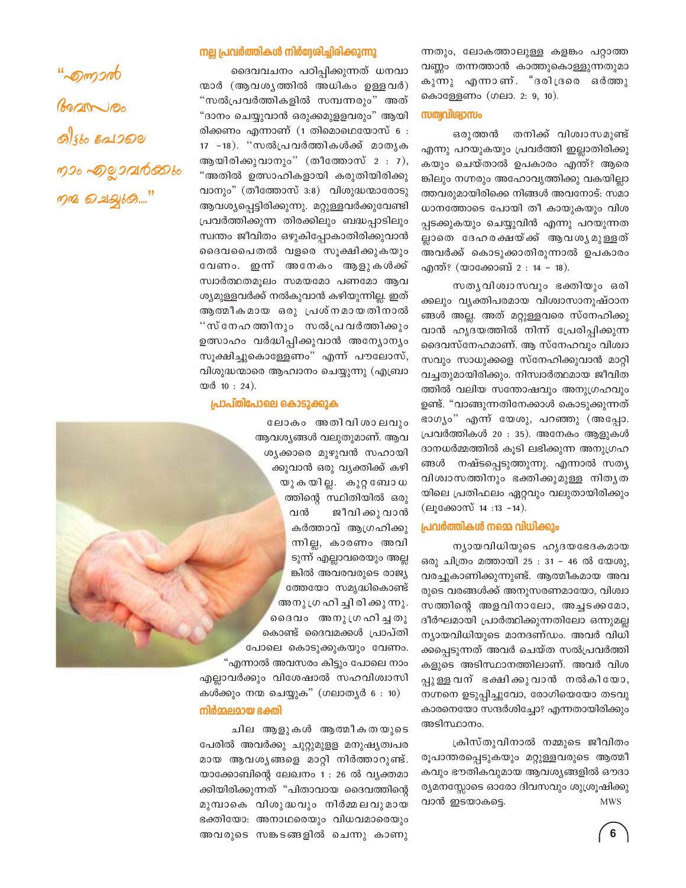"എന്നാൽ അവസരം കിട്ടും പോലെ നാം എല്ലാവർക്കും നന്മ ചെയ്യുക...."

### നല്ല പ്രവർത്തികൾ നിർദ്ദേശിച്ചിരിക്കുന്നു

ദൈവവചനം പഠിപ്പിക്കുന്നത് ധനവാന്മാർ (ആവശ്യത്തിൽ അധികം ഉള്ളവർ) "സൽപ്രവർത്തികളിൽ സമ്പന്നരും" അത് "ദാനം ചെയ്യുവാൻ ഒരുക്കമുള്ളവരും" ആയിരിക്കണം എന്നാണ് (1 തിമൊഥെയോസ് 6 : 17 –18). ''സൽപ്രവർത്തികൾക്ക് മാതൃക ആയിരിക്കുവാനും'' (തീത്തോസ് 2 : 7), "അതിൽ ഉത്സാഹികളായി കരുതിയിരിക്കുവാനും" (തീത്തോസ് 3:8) വിശുദ്ധന്മാരോടു ആവശ്യപ്പെട്ടിരിക്കുന്നു. മറ്റുള്ളവർക്കുവേണ്ടി പ്രവർത്തിക്കുന്ന തിരക്കിലും ബദ്ധപ്പാടിലും സ്വന്തം ജീവിതം ഒഴുകിപ്പോകാതിരിക്കുവാൻ ദൈവപൈതൽ വളരെ സൂക്ഷിക്കുകയും വേണം. ഇന്ന് അനേകം ആളുകൾക്ക് സ്വാർത്ഥതമൂലം സമയമോ പണമോ ആവശ്യമുള്ളവർക്ക് നൽകുവാൻ കഴിയുന്നില്ല. ഇത് ആത്മീകമായ ഒരു പ്രശ്നമായതിനാൽ ''സ്നേഹത്തിനും സൽപ്രവർത്തിക്കും ഉത്സാഹം വർദ്ധിപ്പിക്കുവാൻ അന്യോന്യം സൂക്ഷിച്ചുകൊള്ളേണം" എന്ന് പൗലോസ്, വിശുദ്ധന്മാരെ ആഹ്വാനം ചെയ്യുന്നു (എബ്രായർ 10 : 24).

### പ്രാപ്തിപോലെ കൊടുക്കുക

ലോകം അതിവിശാലവും ആവശ്യങ്ങൾ വലുതുമാണ്. ആവശ്യക്കാരെ മുഴുവൻ സഹായിക്കുവാൻ ഒരു വ്യക്തിക്ക് കഴിയുകയില്ല. കുറ്റബോധത്തിന്റെ സ്ഥിതിയിൽ ഒരുവൻ ജീവിക്കുവാൻ കർത്താവ് ആഗ്രഹിക്കുന്നില്ല, കാരണം അവിടുന്ന് എല്ലാവരെയും അല്ലങ്കിൽ അവരവരുടെ രാജ്യത്തേയോ സമൃദ്ധികൊണ്ട് അനുഗ്രഹിച്ചിരിക്കുന്നു. ദൈവം അനുഗ്രഹിച്ചതു കൊണ്ട് ദൈവമക്കൾ പ്രാപ്തി പോലെ കൊടുക്കുകയും വേണം. "എന്നാൽ അവസരം കിട്ടും പോലെ നാം എല്ലാവർക്കും വിശേഷാൽ സഹവിശ്വാസികൾക്കും നന്മ ചെയ്യുക" (ഗലാത്യർ 6 : 10)

### നിർമ്മലമായ ഭക്തി

ചില ആളുകൾ ആത്മീകതയുടെ പേരിൽ അവർക്കു ചുറ്റുമുള്ള മനുഷ്യത്വപരമായ ആവശ്യങ്ങളെ മാറ്റി നിർത്താറുണ്ട്. യാക്കോബിന്റെ ലേഖനം 1 : 26 ൽ വ്യക്തമാക്കിയിരിക്കുന്നത് "പിതാവായ ദൈവത്തിന്റെ മുമ്പാകെ വിശുദ്ധവും നിർമ്മലവുമായ ഭക്തിയോ: അനാഥരെയും വിധവമാരെയും അവരുടെ സങ്കടങ്ങളിൽ ചെന്നു കാണുന്നതും, ലോകത്താലുള്ള കളങ്കം പറ്റാത്ത വണ്ണം തന്നത്താൻ കാത്തുകൊള്ളുന്നതുമാകുന്നു എന്നാണ്. "ദരിദ്രരെ ഓർത്തു കൊള്ളേണം (ഗലാ. 2: 9, 10).

### സത്യവിശ്വാസം

ഒരുത്തൻ തനിക്ക് വിശ്വാസമുണ്ട് എന്നു പറയുകയും പ്രവർത്തി ഇല്ലാതിരിക്കുകയും ചെയ്താൽ ഉപകാരം എന്ത്? ആരെങ്കിലും നഗ്നരും അഹോവൃത്തിക്കു വകയില്ലാത്തവരുമായിരിക്കെ നിങ്ങൾ അവനോട്: സമാധാനത്തോടെ പോയി തീ കായുകയും വിശപ്പടക്കുകയും ചെയ്യുവിൻ എന്നു പറയുന്നതല്ലാതെ ദേഹരക്ഷയ്ക്ക് ആവശ്യമുള്ളത് അവർക്ക് കൊടുക്കാതിരുന്നാൽ ഉപകാരം എന്ത്? (യാക്കോബ് 2 : 14 – 18).

സത്യവിശ്വാസവും ഭക്തിയും ഒരിക്കലും വ്യക്തിപരമായ വിശ്വാസാനുഷ്ഠാനങ്ങൾ അല്ല. അത് മറ്റുള്ളവരെ സ്നേഹിക്കുവാൻ ഹൃദയത്തിൽ നിന്ന് പ്രേരിപ്പിക്കുന്ന ദൈവസ്നേഹമാണ്. ആ സ്നേഹവും വിശ്വാസവും സാധുക്കളെ സ്നേഹിക്കുവാൻ മാറ്റി വച്ചതുമായിരിക്കും. നിസ്വാർത്ഥമായ ജീവിതത്തിൽ വലിയ സന്തോഷവും അനുഗ്രഹവും ഉണ്ട്. "വാങ്ങുന്നതിനേക്കാൾ കൊടുക്കുന്നത് ഭാഗ്യം" എന്ന് യേശു, പറഞ്ഞു (അപ്പോ. പ്രവർത്തികൾ 20 : 35). അനേകം ആളുകൾ ദാനധർമ്മത്തിൽ കൂടി ലഭിക്കുന്ന അനുഗ്രഹങ്ങൾ നഷ്ടപ്പെടുത്തുന്നു. എന്നാൽ സത്യവിശ്വാസത്തിനും ഭക്തിക്കുമുള്ള നിത്യതയിലെ പ്രതിഫലം ഏറ്റവും വലുതായിരിക്കും (ലൂക്കോസ് 14 :13 –14).

### പ്രവർത്തികൾ നമ്മെ വിധിക്കും

ന്യായവിധിയുടെ ഹൃദയഭേദകമായ ഒരു ചിത്രം മത്തായി 25 : 31 – 46 ൽ യേശു, വരച്ചുകാണിക്കുന്നുണ്ട്. ആത്മീകമായ അവരുടെ വരങ്ങൾക്ക് അനുസരണമായോ, വിശ്വാസത്തിന്റെ അളവിനാലോ, അച്ചടക്കമോ, ദീർഘമായി പ്രാർത്ഥിക്കുന്നതിലോ ഒന്നുമല്ല ന്യായവിധിയുടെ മാനദണ്ഡം. അവർ വിധിക്കപ്പെടുന്നത് അവർ ചെയ്ത സൽപ്രവർത്തികളുടെ അടിസ്ഥാനത്തിലാണ്. അവർ വിശപ്പുള്ളവന് ഭക്ഷിക്കുവാൻ നൽകിയോ, നഗ്നനെ ഉടുപ്പിച്ചുവോ, രോഗിയെയോ തടവുകാരനെയോ സന്ദർശിച്ചോ? എന്നതായിരിക്കും അടിസ്ഥാനം.

ക്രിസ്തുവിനാൽ നമ്മുടെ ജീവിതം രൂപാന്തരപ്പെടുകയും മറ്റുള്ളവരുടെ ആത്മീകവും ഭൗതികവുമായ ആവശ്യങ്ങളിൽ ഔദാര്യമനസ്സോടെ ഓരോ ദിവസവും ശുശ്രൂഷിക്കുവാൻ ഇടയാകട്ടെ.

MWS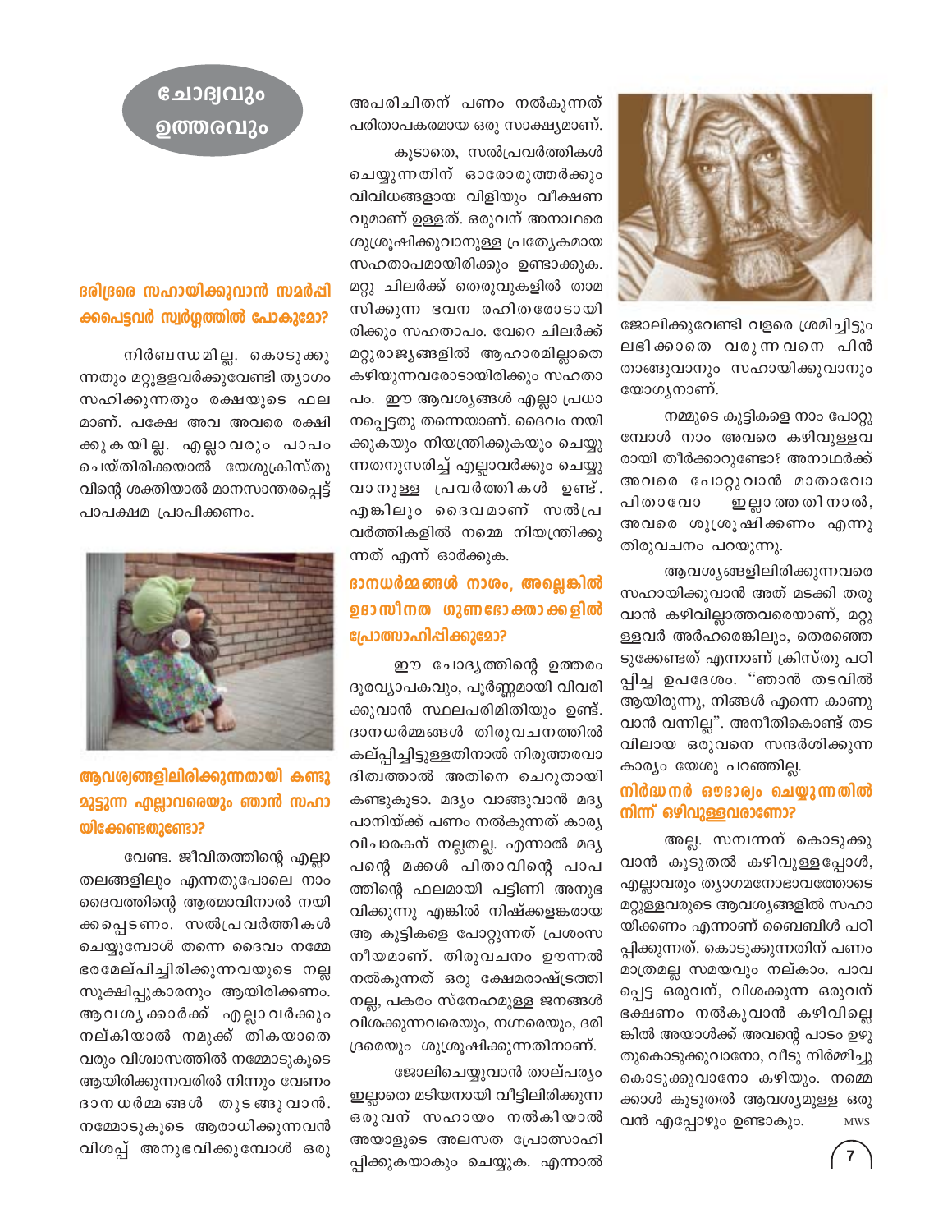# ചോദ്യവും ഉത്തരവും

## ദരിദ്രരെ സഹായിക്കുവാൻ സമർപ്പിക്കപ്പെട്ടവർ സ്വർഗ്ഗത്തിൽ പോകുമോ?

നിർബന്ധമില്ല. കൊടുക്കുന്നതും മറ്റുള്ളവർക്കുവേണ്ടി ത്യാഗം സഹിക്കുന്നതും രക്ഷയുടെ ഫലമാണ്. പക്ഷേ അവ അവരെ രക്ഷിക്കുകയില്ല. എല്ലാവരും പാപം ചെയ്തിരിക്കയാൽ യേശുക്രിസ്തുവിന്റെ ശക്തിയാൽ മാനസാന്തരപ്പെട്ട് പാപക്ഷമ പ്രാപിക്കണം.

## ആവശ്യങ്ങളിലിരിക്കുന്നതായി കണ്ടുമുട്ടുന്ന എല്ലാവരെയും ഞാൻ സഹായിക്കേണ്ടതുണ്ടോ?

വേണ്ട. ജീവിതത്തിന്റെ എല്ലാ തലങ്ങളിലും എന്നതുപോലെ നാം ദൈവത്തിന്റെ ആത്മാവിനാൽ നയിക്കപ്പെടണം. സൽപ്രവർത്തികൾ ചെയ്യുമ്പോൾ തന്നെ ദൈവം നമ്മേ ഭരമേല്പിച്ചിരിക്കുന്നവയുടെ നല്ല സൂക്ഷിപ്പുകാരനും ആയിരിക്കണം. ആവശ്യക്കാർക്ക് എല്ലാവർക്കും നല്കിയാൽ നമുക്ക് തികയാതെ വരും വിശ്വാസത്തിൽ നമ്മോടുകൂടെ ആയിരിക്കുന്നവരിൽ നിന്നും വേണം ദാനധർമ്മങ്ങൾ തുടങ്ങുവാൻ. നമ്മോടുകൂടെ ആരാധിക്കുന്നവൻ വിശപ്പ് അനുഭവിക്കുമ്പോൾ ഒരു അപരിചിതന് പണം നൽകുന്നത് പരിതാപകരമായ ഒരു സാക്ഷ്യമാണ്.

കൂടാതെ, സൽപ്രവർത്തികൾ ചെയ്യുന്നതിന് ഓരോരുത്തർക്കും വിവിധങ്ങളായ വിളിയും വീക്ഷണവുമാണ് ഉള്ളത്. ഒരുവന് അനാഥരെ ശുശ്രൂഷിക്കുവാനുള്ള പ്രത്യേകമായ സഹതാപമായിരിക്കും ഉണ്ടാക്കുക. മറ്റു ചിലർക്ക് തെരുവുകളിൽ താമസിക്കുന്ന ഭവന രഹിതരോടായിരിക്കും സഹതാപം. വേറെ ചിലർക്ക് മറ്റുരാജ്യങ്ങളിൽ ആഹാരമില്ലാതെ കഴിയുന്നവരോടായിരിക്കും സഹതാപം. ഈ ആവശ്യങ്ങൾ എല്ലാ പ്രധാനപ്പെട്ടതു തന്നെയാണ്. ദൈവം നയിക്കുകയും നിയന്ത്രിക്കുകയും ചെയ്യുന്നതനുസരിച്ച് എല്ലാവർക്കും ചെയ്യുവാനുള്ള പ്രവർത്തികൾ ഉണ്ട്. എങ്കിലും ദൈവമാണ് സൽപ്രവർത്തികളിൽ നമ്മെ നിയന്ത്രിക്കുന്നത് എന്ന് ഓർക്കുക.

## ദാനധർമ്മങ്ങൾ നാശം, അല്ലെങ്കിൽ ഉദാസീനത ഗുണഭോക്താക്കളിൽ പ്രോത്സാഹിപ്പിക്കുമോ?

ഈ ചോദ്യത്തിന്റെ ഉത്തരം ദൂരവ്യാപകവും, പൂർണ്ണമായി വിവരിക്കുവാൻ സ്ഥലപരിമിതിയും ഉണ്ട്. ദാനധർമ്മങ്ങൾ തിരുവചനത്തിൽ കല്പ്പിച്ചിട്ടുള്ളതിനാൽ നിരുത്തരവാദിത്വത്താൽ അതിനെ ചെറുതായി കണ്ടുകൂടാ. മദ്യം വാങ്ങുവാൻ മദ്യപാനിയ്ക്ക് പണം നൽകുന്നത് കാര്യവിചാരകന് നല്ലതല്ല. എന്നാൽ മദ്യപന്റെ മക്കൾ പിതാവിന്റെ പാപത്തിന്റെ ഫലമായി പട്ടിണി അനുഭവിക്കുന്നു എങ്കിൽ നിഷ്ക്കളങ്കരായ ആ കുട്ടികളെ പോറ്റുന്നത് പ്രശംസനീയമാണ്. തിരുവചനം ഊന്നൽ നൽകുന്നത് ഒരു ക്ഷേമരാഷ്ട്രത്തിന് അല്ല, പകരം സ്നേഹമുള്ള ജനങ്ങൾ വിശക്കുന്നവരെയും, നഗ്നരെയും, ദരിദ്രരെയും ശുശ്രൂഷിക്കുന്നതിനാണ്.

ജോലിചെയ്യുവാൻ താല്പര്യം ഇല്ലാതെ മടിയനായി വീട്ടിലിരിക്കുന്ന ഒരുവന് സഹായം നൽകിയാൽ അയാളുടെ അലസത പ്രോത്സാഹിപ്പിക്കുകയാകും ചെയ്യുക. എന്നാൽ ജോലിക്കുവേണ്ടി വളരെ ശ്രമിച്ചിട്ടും ലഭിക്കാതെ വരുന്നവനെ പിൻതാങ്ങുവാനും സഹായിക്കുവാനും യോഗ്യനാണ്.

നമ്മുടെ കുട്ടികളെ നാം പോറ്റുമ്പോൾ നാം അവരെ കഴിവുള്ളവരായി തീർക്കാറുണ്ടോ? അനാഥർക്ക് അവരെ പോറ്റുവാൻ മാതാവോ പിതാവോ ഇല്ലാത്തതിനാൽ, അവരെ ശുശ്രൂഷിക്കണം എന്നു തിരുവചനം പറയുന്നു.

ആവശ്യങ്ങളിലിരിക്കുന്നവരെ സഹായിക്കുവാൻ അത് മടക്കി തരുവാൻ കഴിവില്ലാത്തവരെയാണ്, മറ്റുള്ളവർ അർഹരെങ്കിലും, തെരഞ്ഞെടുക്കേണ്ടത് എന്നാണ് ക്രിസ്തു പഠിപ്പിച്ച ഉപദേശം. "ഞാൻ തടവിൽ ആയിരുന്നു, നിങ്ങൾ എന്നെ കാണുവാൻ വന്നില്ല". അനീതികൊണ്ട് തടവിലായ ഒരുവനെ സന്ദർശിക്കുന്ന കാര്യം യേശു പറഞ്ഞില്ല.

## നിർദ്ധനർ ഔദാര്യം ചെയ്യുന്നതിൽ നിന്ന് ഒഴിവുള്ളവരാണോ?

അല്ല. സമ്പന്നന് കൊടുക്കുവാൻ കൂടുതൽ കഴിവുള്ളപ്പോൾ, എല്ലാവരും ത്യാഗമനോഭാവത്തോടെ മറ്റുള്ളവരുടെ ആവശ്യങ്ങളിൽ സഹായിക്കണം എന്നാണ് ബൈബിൾ പഠിപ്പിക്കുന്നത്. കൊടുക്കുന്നതിന് പണം മാത്രമല്ല സമയവും നല്കാം. പാവപ്പെട്ട ഒരുവന്, വിശക്കുന്ന ഒരുവന് ഭക്ഷണം നൽകുവാൻ കഴിവില്ലെങ്കിൽ അയാൾക്ക് അവന്റെ പാടം ഉഴുതുകൊടുക്കുവാനോ, വീടു നിർമ്മിച്ചു കൊടുക്കുവാനോ കഴിയും. നമ്മെക്കാൾ കൂടുതൽ ആവശ്യമുള്ള ഒരുവൻ എപ്പോഴും ഉണ്ടാകും. MWS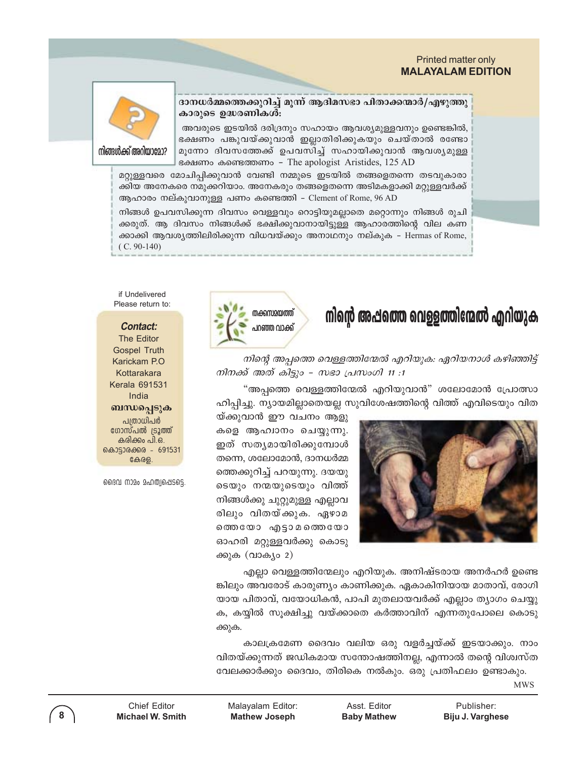Printed matter only
**MALAYALAM EDITION**

നിങ്ങൾക്ക് അറിയാമോ?

**ദാനധർമ്മത്തെക്കുറിച്ച് മൂന്ന് ആദിമസഭാ പിതാക്കന്മാർ/എഴുത്തുകാരുടെ ഉദ്ധരണികൾ:**

അവരുടെ ഇടയിൽ ദരിദ്രനും സഹായം ആവശ്യമുള്ളവനും ഉണ്ടെങ്കിൽ, ഭക്ഷണം പങ്കുവയ്ക്കുവാൻ ഇല്ലാതിരിക്കുകയും ചെയ്താൽ രണ്ടോ മൂന്നോ ദിവസത്തേക്ക് ഉപവസിച്ച് സഹായിക്കുവാൻ ആവശ്യമുള്ള ഭക്ഷണം കണ്ടെത്തണം – The apologist Aristides, 125 AD

മറ്റുള്ളവരെ മോചിപ്പിക്കുവാൻ വേണ്ടി നമ്മുടെ ഇടയിൽ തങ്ങളെതന്നെ തടവുകാരാക്കിയ അനേകരെ നമുക്കറിയാം. അനേകരും തങ്ങളെതന്നെ അടിമകളാക്കി മറ്റുള്ളവർക്ക് ആഹാരം നല്കുവാനുള്ള പണം കണ്ടെത്തി – Clement of Rome, 96 AD

നിങ്ങൾ ഉപവസിക്കുന്ന ദിവസം വെള്ളവും റൊട്ടിയുമല്ലാതെ മറ്റൊന്നും നിങ്ങൾ രുചിക്കരുത്. ആ ദിവസം നിങ്ങൾക്ക് ഭക്ഷിക്കുവാനായിട്ടുള്ള ആഹാരത്തിന്റെ വില കണക്കാക്കി ആവശ്യത്തിലിരിക്കുന്ന വിധവയ്ക്കും അനാഥനും നല്കുക – Hermas of Rome, ( C. 90-140)

if Undelivered
Please return to:

***Contact:***
The Editor
Gospel Truth
Karickam P.O
Kottarakara
Kerala 691531
India

**ബന്ധപ്പെടുക**
പത്രാധിപർ
ഗോസ്പൽ ട്രൂത്ത്
കരിക്കം പി.ഒ.
കൊട്ടാരക്കര – 691531
കേരള.

ദൈവ നാമം മഹത്വപ്പെടട്ടെ.

തക്കസമയത്ത് പറഞ്ഞ വാക്ക്

# നിന്റെ അപ്പത്തെ വെള്ളത്തിന്മേൽ എറിയുക

*നിന്റെ അപ്പത്തെ വെള്ളത്തിന്മേൽ എറിയുക: ഏറിയനാൾ കഴിഞ്ഞിട്ട് നിനക്ക് അത് കിട്ടും – സഭാ പ്രസംഗി 11 :1*

"അപ്പത്തെ വെള്ളത്തിന്മേൽ എറിയുവാൻ" ശലോമോൻ പ്രോത്സാഹിപ്പിച്ചു. ന്യായമില്ലാതെയല്ല സുവിശേഷത്തിന്റെ വിത്ത് എവിടെയും വിതയ്ക്കുവാൻ ഈ വചനം ആളുകളെ ആഹ്വാനം ചെയ്യുന്നു. ഇത് സത്യമായിരിക്കുമ്പോൾ തന്നെ, ശലോമോൻ, ദാനധർമ്മത്തെക്കുറിച്ച് പറയുന്നു. ദയയുടെയും നന്മയുടെയും വിത്ത് നിങ്ങൾക്കു ചുറ്റുമുള്ള എല്ലാവരിലും വിതയ്ക്കുക. ഏഴാമത്തെയോ എട്ടാമത്തെയോ ഓഹരി മറ്റുള്ളവർക്കു കൊടുക്കുക (വാക്യം 2)

എല്ലാ വെള്ളത്തിന്മേലും എറിയുക. അനിഷ്ടരായ അനർഹർ ഉണ്ടെങ്കിലും അവരോട് കാരുണ്യം കാണിക്കുക. ഏകാകിനിയായ മാതാവ്, രോഗിയായ പിതാവ്, വയോധികൻ, പാപി മുതലായവർക്ക് എല്ലാം ത്യാഗം ചെയ്യുക, കയ്യിൽ സൂക്ഷിച്ചു വയ്ക്കാതെ കർത്താവിന് എന്നതുപോലെ കൊടുക്കുക.

കാലക്രമേണ ദൈവം വലിയ ഒരു വളർച്ചയ്ക്ക് ഇടയാക്കും. നാം വിതയ്ക്കുന്നത് ജഡികമായ സന്തോഷത്തിനല്ല, എന്നാൽ തന്റെ വിശ്വസ്ത വേലക്കാർക്കും ദൈവം, തിരികെ നൽകും. ഒരു പ്രതിഫലം ഉണ്ടാകും.

MWS

Chief Editor
**Michael W. Smith**

Malayalam Editor:
**Mathew Joseph**

Asst. Editor
**Baby Mathew**

Publisher:
**Biju J. Varghese**